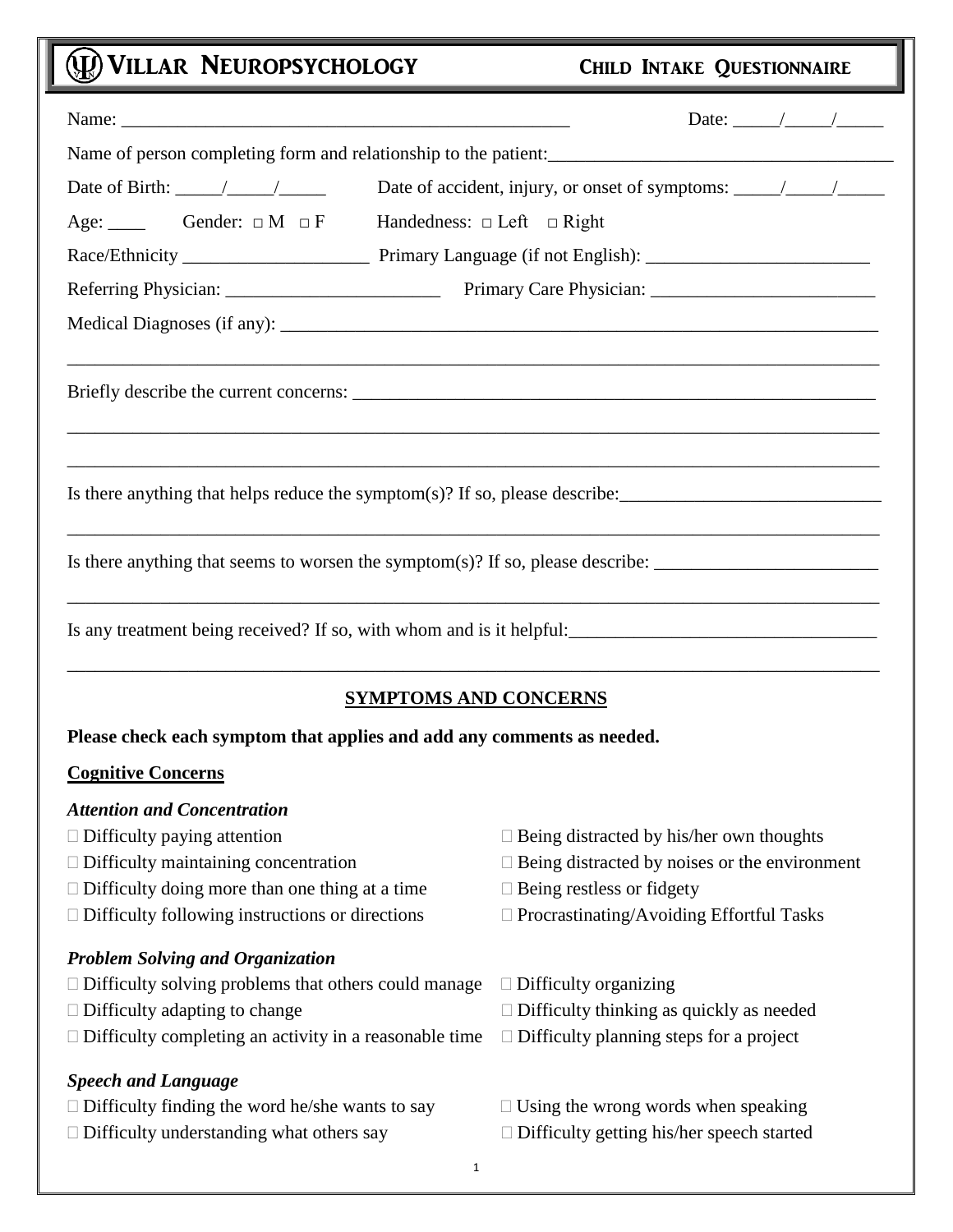# VILLAR NEUROPSYCHOLOGY — CHILD INTAKE QUESTIONNAIRE

Name: ________________________________________________ Date: _____/_____/_____

Name of person completing form and relationship to the patient: ____________________________________

Date of Birth: _____/_____/_____ Date of accident, injury, or onset of symptoms: _____/_____/_____

Age: ____ Gender: □ M □ F Handedness: □ Left □ Right

Race/Ethnicity ____________________ Primary Language (if not English): ________________________

Referring Physician: _______________________ Primary Care Physician: ________________________

Medical Diagnoses (if any): _________________________________________________________________

_____________________________________________________________________________________

Briefly describe the current concerns: _________________________________________________________

_____________________________________________________________________________________

_____________________________________________________________________________________

Is there anything that helps reduce the symptom(s)? If so, please describe: ____________________________

_____________________________________________________________________________________

Is there anything that seems to worsen the symptom(s)? If so, please describe: ________________________

_____________________________________________________________________________________

Is any treatment being received? If so, with whom and is it helpful: _________________________________

_____________________________________________________________________________________

## SYMPTOMS AND CONCERNS

**Please check each symptom that applies and add any comments as needed.**

### Cognitive Concerns

***Attention and Concentration***

- □ Difficulty paying attention
- □ Difficulty maintaining concentration
- □ Difficulty doing more than one thing at a time
- □ Difficulty following instructions or directions
- □ Being distracted by his/her own thoughts
- □ Being distracted by noises or the environment
- □ Being restless or fidgety
- □ Procrastinating/Avoiding Effortful Tasks

***Problem Solving and Organization***

- □ Difficulty solving problems that others could manage
- □ Difficulty adapting to change
- □ Difficulty completing an activity in a reasonable time
- □ Difficulty organizing
- □ Difficulty thinking as quickly as needed
- □ Difficulty planning steps for a project

***Speech and Language***

- □ Difficulty finding the word he/she wants to say
- □ Difficulty understanding what others say
- □ Using the wrong words when speaking
- □ Difficulty getting his/her speech started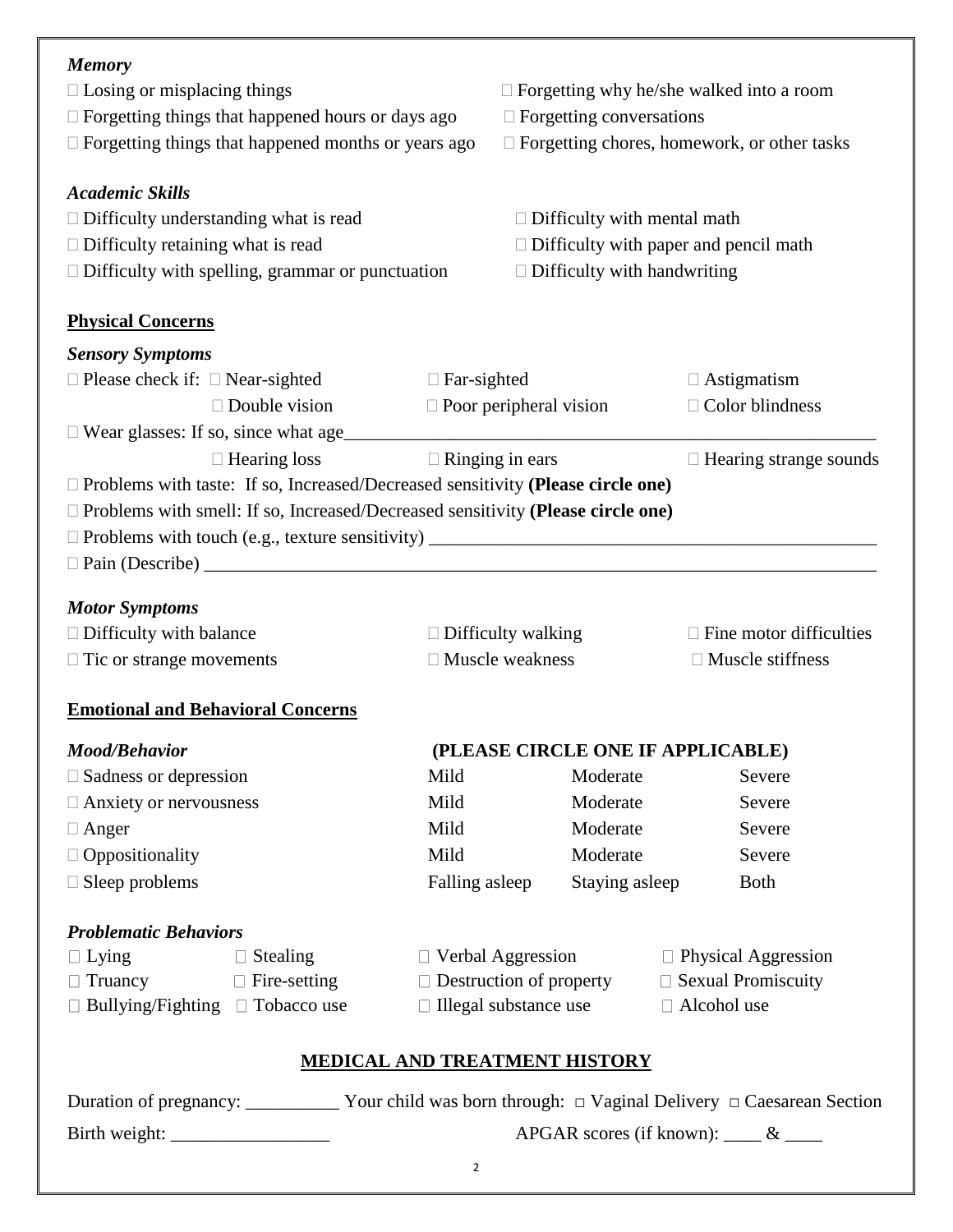### *Memory*

- ☐ Losing or misplacing things
- ☐ Forgetting why he/she walked into a room
- ☐ Forgetting things that happened hours or days ago
- ☐ Forgetting conversations
- ☐ Forgetting things that happened months or years ago
- ☐ Forgetting chores, homework, or other tasks

### *Academic Skills*

- ☐ Difficulty understanding what is read
- ☐ Difficulty with mental math
- ☐ Difficulty retaining what is read
- ☐ Difficulty with paper and pencil math
- ☐ Difficulty with spelling, grammar or punctuation
- ☐ Difficulty with handwriting

## Physical Concerns

### *Sensory Symptoms*

☐ Please check if: ☐ Near-sighted ☐ Far-sighted ☐ Astigmatism

☐ Double vision ☐ Poor peripheral vision ☐ Color blindness

☐ Wear glasses: If so, since what age________________________________________________________

☐ Hearing loss ☐ Ringing in ears ☐ Hearing strange sounds

☐ Problems with taste: If so, Increased/Decreased sensitivity **(Please circle one)**

☐ Problems with smell: If so, Increased/Decreased sensitivity **(Please circle one)**

☐ Problems with touch (e.g., texture sensitivity) _______________________________________________

☐ Pain (Describe) _______________________________________________________________________

### *Motor Symptoms*

- ☐ Difficulty with balance
- ☐ Difficulty walking
- ☐ Fine motor difficulties
- ☐ Tic or strange movements
- ☐ Muscle weakness
- ☐ Muscle stiffness

## Emotional and Behavioral Concerns

| *Mood/Behavior* | **(PLEASE CIRCLE ONE IF APPLICABLE)** | | |
|---|---|---|---|
| ☐ Sadness or depression | Mild | Moderate | Severe |
| ☐ Anxiety or nervousness | Mild | Moderate | Severe |
| ☐ Anger | Mild | Moderate | Severe |
| ☐ Oppositionality | Mild | Moderate | Severe |
| ☐ Sleep problems | Falling asleep | Staying asleep | Both |

### *Problematic Behaviors*

| | | | |
|---|---|---|---|
| ☐ Lying | ☐ Stealing | ☐ Verbal Aggression | ☐ Physical Aggression |
| ☐ Truancy | ☐ Fire-setting | ☐ Destruction of property | ☐ Sexual Promiscuity |
| ☐ Bullying/Fighting | ☐ Tobacco use | ☐ Illegal substance use | ☐ Alcohol use |

## MEDICAL AND TREATMENT HISTORY

Duration of pregnancy: __________ Your child was born through: ☐ Vaginal Delivery ☐ Caesarean Section

Birth weight: _________________ APGAR scores (if known): ____ & ____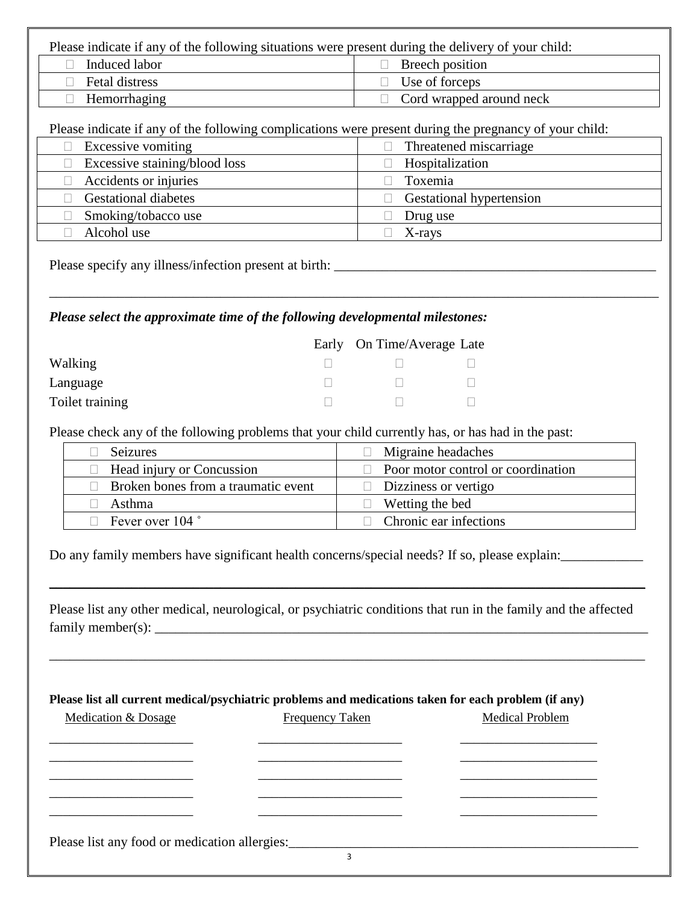Please indicate if any of the following situations were present during the delivery of your child:

| | |
|---|---|
| ☐ Induced labor | ☐ Breech position |
| ☐ Fetal distress | ☐ Use of forceps |
| ☐ Hemorrhaging | ☐ Cord wrapped around neck |

Please indicate if any of the following complications were present during the pregnancy of your child:

| | |
|---|---|
| ☐ Excessive vomiting | ☐ Threatened miscarriage |
| ☐ Excessive staining/blood loss | ☐ Hospitalization |
| ☐ Accidents or injuries | ☐ Toxemia |
| ☐ Gestational diabetes | ☐ Gestational hypertension |
| ☐ Smoking/tobacco use | ☐ Drug use |
| ☐ Alcohol use | ☐ X-rays |

Please specify any illness/infection present at birth: ________________________________________________

_____________________________________________________________________________________

***Please select the approximate time of the following developmental milestones:***

| | Early | On Time/Average | Late |
|---|---|---|---|
| Walking | ☐ | ☐ | ☐ |
| Language | ☐ | ☐ | ☐ |
| Toilet training | ☐ | ☐ | ☐ |

Please check any of the following problems that your child currently has, or has had in the past:

| | |
|---|---|
| ☐ Seizures | ☐ Migraine headaches |
| ☐ Head injury or Concussion | ☐ Poor motor control or coordination |
| ☐ Broken bones from a traumatic event | ☐ Dizziness or vertigo |
| ☐ Asthma | ☐ Wetting the bed |
| ☐ Fever over 104 ˚ | ☐ Chronic ear infections |

Do any family members have significant health concerns/special needs? If so, please explain:____________

_____________________________________________________________________________________

Please list any other medical, neurological, or psychiatric conditions that run in the family and the affected family member(s): ___________________________________________________________________________

_____________________________________________________________________________________

**Please list all current medical/psychiatric problems and medications taken for each problem (if any)**

| Medication & Dosage | Frequency Taken | Medical Problem |
|---|---|---|
| ______________________ | ______________________ | ______________________ |
| ______________________ | ______________________ | ______________________ |
| ______________________ | ______________________ | ______________________ |
| ______________________ | ______________________ | ______________________ |
| ______________________ | ______________________ | ______________________ |

Please list any food or medication allergies:_____________________________________________________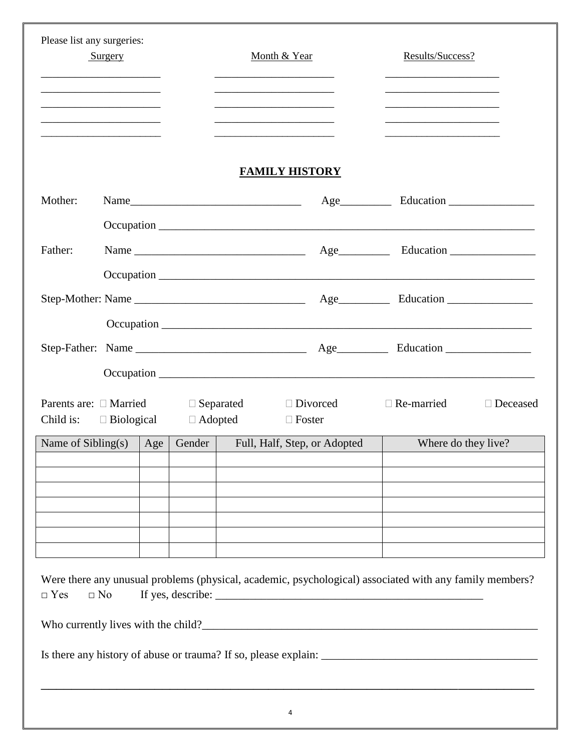Please list any surgeries:

| Surgery | Month & Year | Results/Success? |
| --- | --- | --- |
| ______________________ | ______________________ | _____________________ |
| ______________________ | ______________________ | _____________________ |
| ______________________ | ______________________ | _____________________ |
| ______________________ | ______________________ | _____________________ |
| ______________________ | ______________________ | _____________________ |

## FAMILY HISTORY

Mother: Name______________________________ Age_________ Education _______________

Occupation ____________________________________________________________________

Father: Name ______________________________ Age_________ Education _______________

Occupation ____________________________________________________________________

Step-Mother: Name ______________________________ Age_________ Education _______________

Occupation ____________________________________________________________________

Step-Father: Name ______________________________ Age_________ Education _______________

Occupation ____________________________________________________________________

Parents are: ☐ Married ☐ Separated ☐ Divorced ☐ Re-married ☐ Deceased

Child is: ☐ Biological ☐ Adopted ☐ Foster

| Name of Sibling(s) | Age | Gender | Full, Half, Step, or Adopted | Where do they live? |
| --- | --- | --- | --- | --- |
| | | | | |
| | | | | |
| | | | | |
| | | | | |
| | | | | |
| | | | | |
| | | | | |

Were there any unusual problems (physical, academic, psychological) associated with any family members?
□ Yes □ No If yes, describe: _________________________________________________

Who currently lives with the child?____________________________________________________________

Is there any history of abuse or trauma? If so, please explain: ______________________________________

____________________________________________________________________________________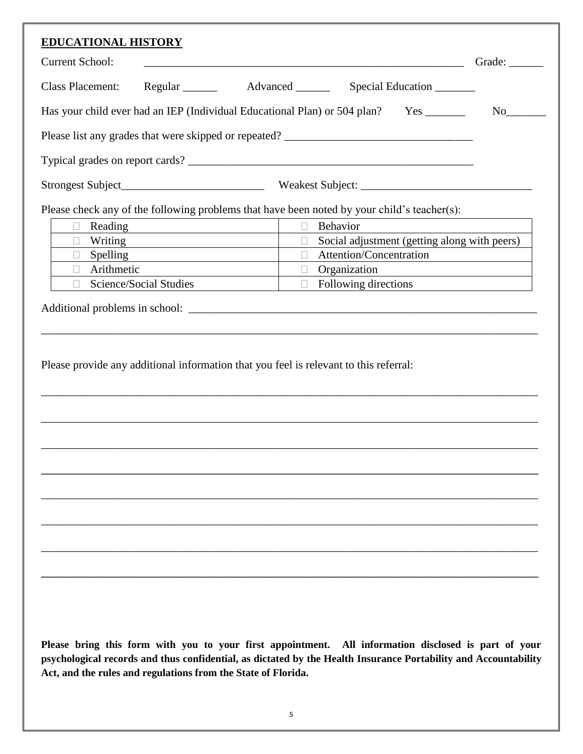## EDUCATIONAL HISTORY

Current School: ________________________________________________________ Grade: ______

Class Placement: Regular ______ Advanced ______ Special Education _______

Has your child ever had an IEP (Individual Educational Plan) or 504 plan? Yes _______ No_______

Please list any grades that were skipped or repeated? ________________________________

Typical grades on report cards? ____________________________________________________

Strongest Subject_________________________ Weakest Subject: _____________________________

Please check any of the following problems that have been noted by your child's teacher(s):

| | |
|---|---|
| ☐ Reading | ☐ Behavior |
| ☐ Writing | ☐ Social adjustment (getting along with peers) |
| ☐ Spelling | ☐ Attention/Concentration |
| ☐ Arithmetic | ☐ Organization |
| ☐ Science/Social Studies | ☐ Following directions |

Additional problems in school: _____________________________________________________________

_________________________________________________________________________________________

Please provide any additional information that you feel is relevant to this referral:

_________________________________________________________________________________________

_________________________________________________________________________________________

_________________________________________________________________________________________

_________________________________________________________________________________________

_________________________________________________________________________________________

_________________________________________________________________________________________

_________________________________________________________________________________________

_________________________________________________________________________________________

**Please bring this form with you to your first appointment. All information disclosed is part of your psychological records and thus confidential, as dictated by the Health Insurance Portability and Accountability Act, and the rules and regulations from the State of Florida.**